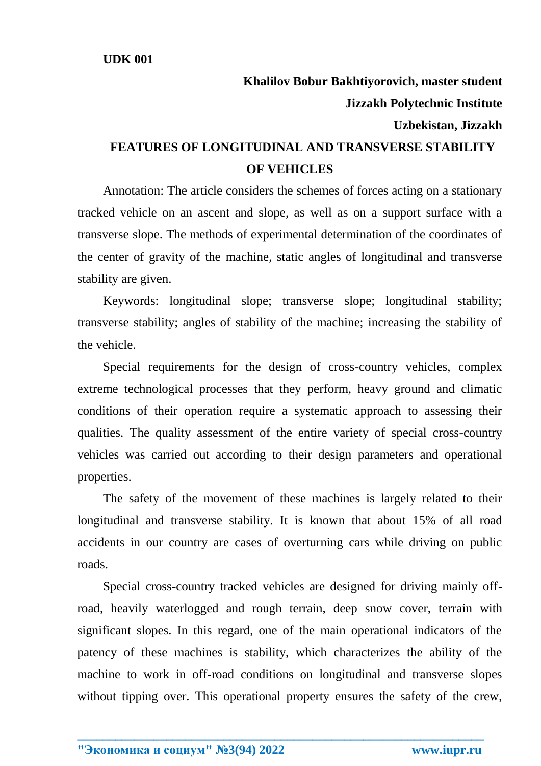**UDK 001**

**Khalilov Bobur Bakhtiyorovich, master student**

**Jizzakh Polytechnic Institute**

**Uzbekistan, Jizzakh**

# FEATURES OF LONGITUDINAL AND TRANSVERSE STABILITY OF VEHICLES

Annotation: The article considers the schemes of forces acting on a stationary tracked vehicle on an ascent and slope, as well as on a support surface with a transverse slope. The methods of experimental determination of the coordinates of the center of gravity of the machine, static angles of longitudinal and transverse stability are given.

Keywords: longitudinal slope; transverse slope; longitudinal stability; transverse stability; angles of stability of the machine; increasing the stability of the vehicle.

Special requirements for the design of cross-country vehicles, complex extreme technological processes that they perform, heavy ground and climatic conditions of their operation require a systematic approach to assessing their qualities. The quality assessment of the entire variety of special cross-country vehicles was carried out according to their design parameters and operational properties.

The safety of the movement of these machines is largely related to their longitudinal and transverse stability. It is known that about 15% of all road accidents in our country are cases of overturning cars while driving on public roads.

Special cross-country tracked vehicles are designed for driving mainly off-road, heavily waterlogged and rough terrain, deep snow cover, terrain with significant slopes. In this regard, one of the main operational indicators of the patency of these machines is stability, which characterizes the ability of the machine to work in off-road conditions on longitudinal and transverse slopes without tipping over. This operational property ensures the safety of the crew,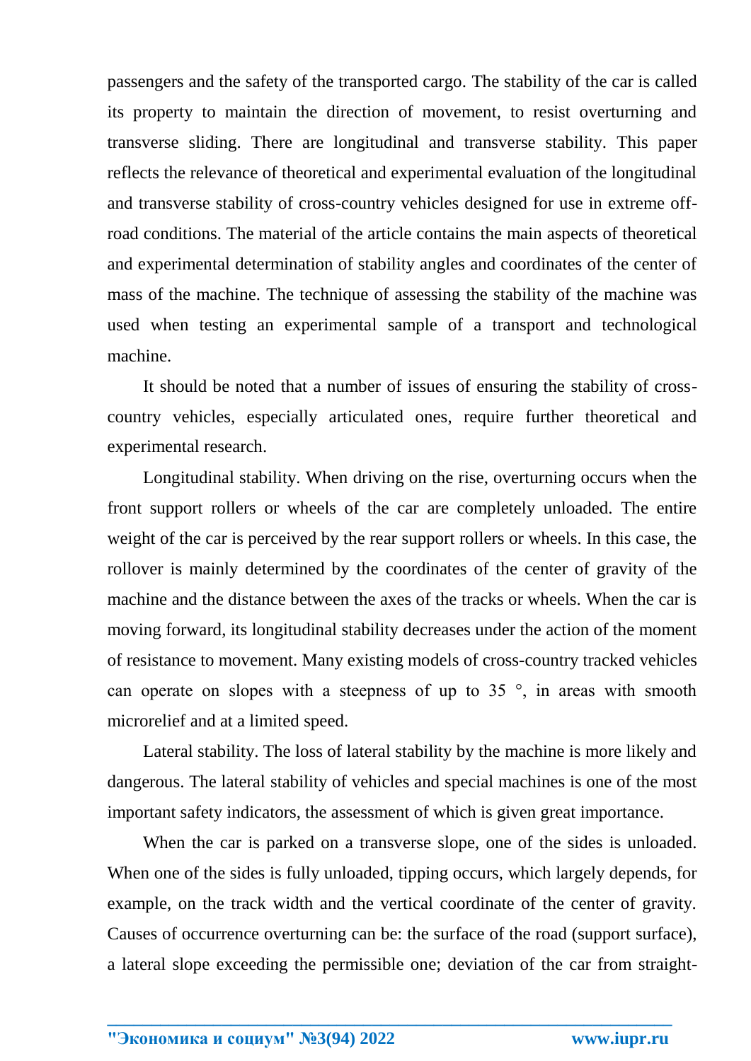passengers and the safety of the transported cargo. The stability of the car is called its property to maintain the direction of movement, to resist overturning and transverse sliding. There are longitudinal and transverse stability. This paper reflects the relevance of theoretical and experimental evaluation of the longitudinal and transverse stability of cross-country vehicles designed for use in extreme off-road conditions. The material of the article contains the main aspects of theoretical and experimental determination of stability angles and coordinates of the center of mass of the machine. The technique of assessing the stability of the machine was used when testing an experimental sample of a transport and technological machine.

It should be noted that a number of issues of ensuring the stability of cross-country vehicles, especially articulated ones, require further theoretical and experimental research.

Longitudinal stability. When driving on the rise, overturning occurs when the front support rollers or wheels of the car are completely unloaded. The entire weight of the car is perceived by the rear support rollers or wheels. In this case, the rollover is mainly determined by the coordinates of the center of gravity of the machine and the distance between the axes of the tracks or wheels. When the car is moving forward, its longitudinal stability decreases under the action of the moment of resistance to movement. Many existing models of cross-country tracked vehicles can operate on slopes with a steepness of up to 35 °, in areas with smooth microrelief and at a limited speed.

Lateral stability. The loss of lateral stability by the machine is more likely and dangerous. The lateral stability of vehicles and special machines is one of the most important safety indicators, the assessment of which is given great importance.

When the car is parked on a transverse slope, one of the sides is unloaded. When one of the sides is fully unloaded, tipping occurs, which largely depends, for example, on the track width and the vertical coordinate of the center of gravity. Causes of occurrence overturning can be: the surface of the road (support surface), a lateral slope exceeding the permissible one; deviation of the car from straight-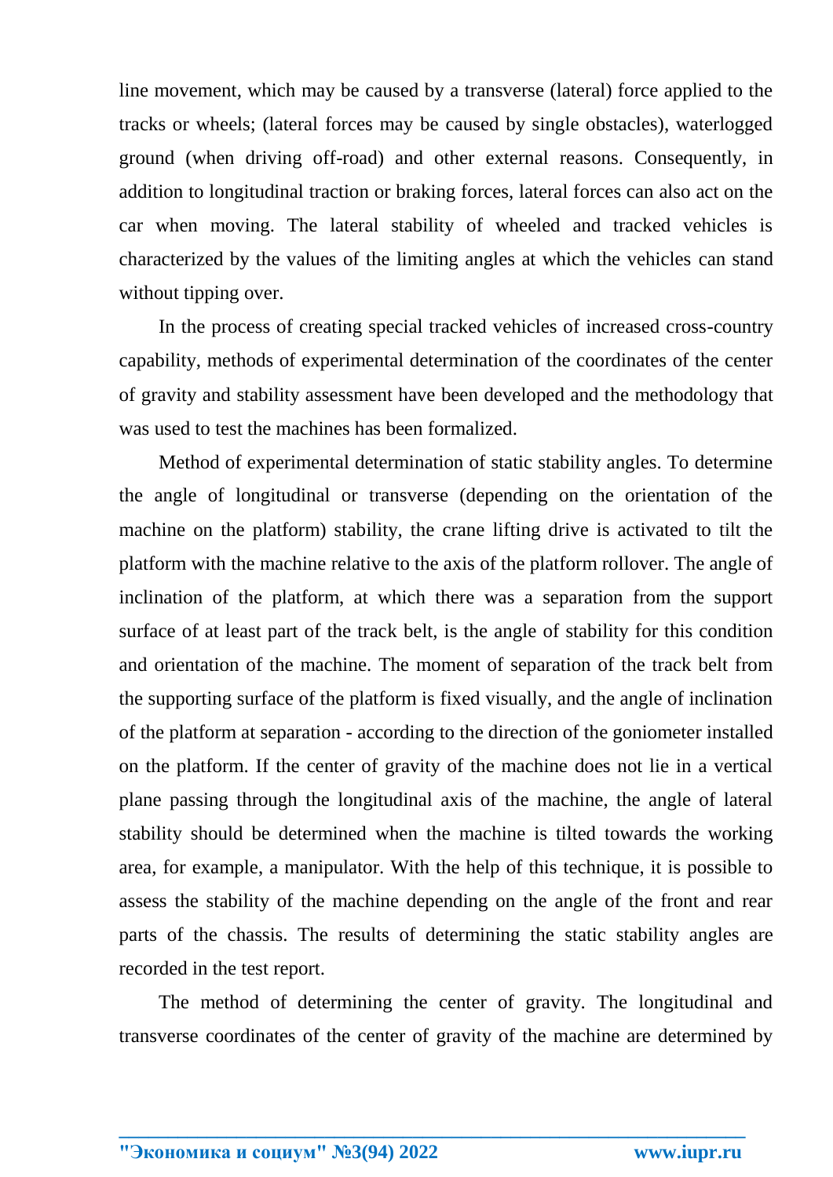line movement, which may be caused by a transverse (lateral) force applied to the tracks or wheels; (lateral forces may be caused by single obstacles), waterlogged ground (when driving off-road) and other external reasons. Consequently, in addition to longitudinal traction or braking forces, lateral forces can also act on the car when moving. The lateral stability of wheeled and tracked vehicles is characterized by the values of the limiting angles at which the vehicles can stand without tipping over.

In the process of creating special tracked vehicles of increased cross-country capability, methods of experimental determination of the coordinates of the center of gravity and stability assessment have been developed and the methodology that was used to test the machines has been formalized.

Method of experimental determination of static stability angles. To determine the angle of longitudinal or transverse (depending on the orientation of the machine on the platform) stability, the crane lifting drive is activated to tilt the platform with the machine relative to the axis of the platform rollover. The angle of inclination of the platform, at which there was a separation from the support surface of at least part of the track belt, is the angle of stability for this condition and orientation of the machine. The moment of separation of the track belt from the supporting surface of the platform is fixed visually, and the angle of inclination of the platform at separation - according to the direction of the goniometer installed on the platform. If the center of gravity of the machine does not lie in a vertical plane passing through the longitudinal axis of the machine, the angle of lateral stability should be determined when the machine is tilted towards the working area, for example, a manipulator. With the help of this technique, it is possible to assess the stability of the machine depending on the angle of the front and rear parts of the chassis. The results of determining the static stability angles are recorded in the test report.

The method of determining the center of gravity. The longitudinal and transverse coordinates of the center of gravity of the machine are determined by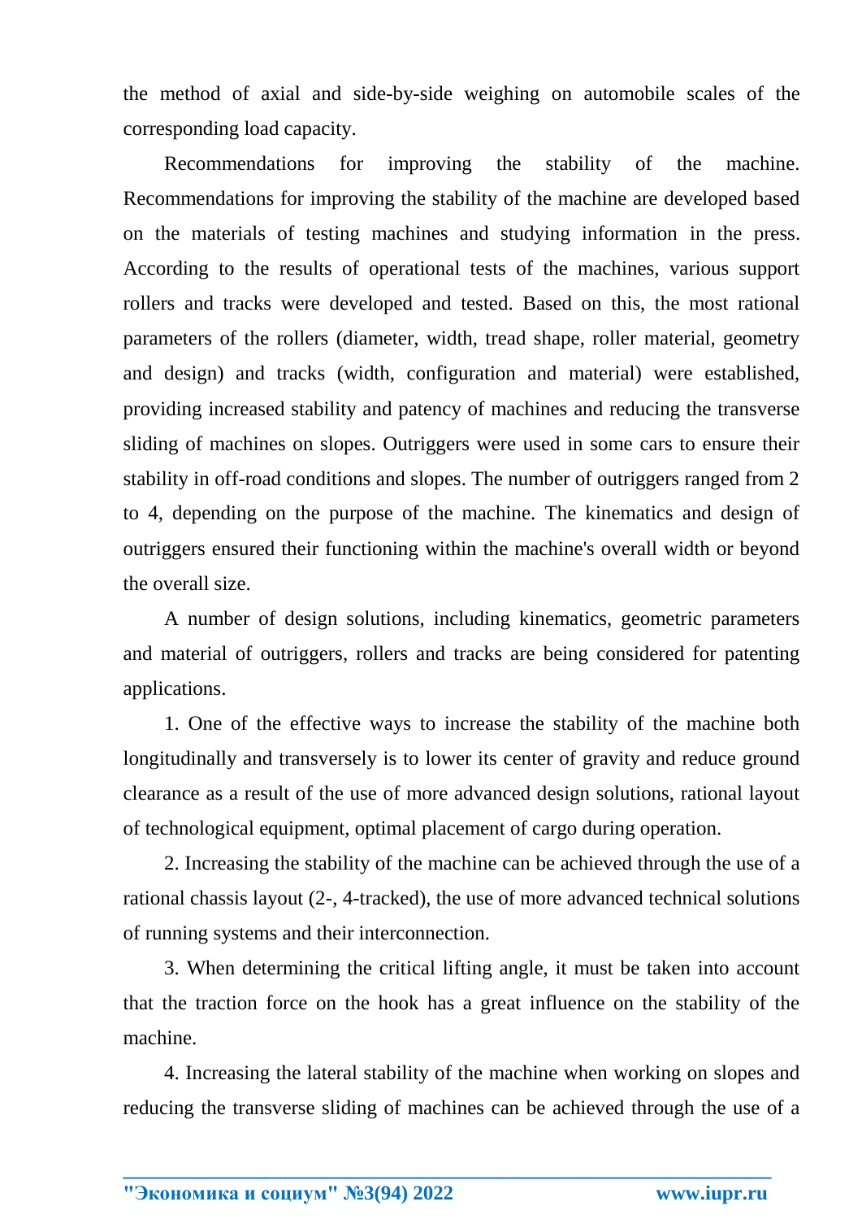the method of axial and side-by-side weighing on automobile scales of the corresponding load capacity.

Recommendations for improving the stability of the machine. Recommendations for improving the stability of the machine are developed based on the materials of testing machines and studying information in the press. According to the results of operational tests of the machines, various support rollers and tracks were developed and tested. Based on this, the most rational parameters of the rollers (diameter, width, tread shape, roller material, geometry and design) and tracks (width, configuration and material) were established, providing increased stability and patency of machines and reducing the transverse sliding of machines on slopes. Outriggers were used in some cars to ensure their stability in off-road conditions and slopes. The number of outriggers ranged from 2 to 4, depending on the purpose of the machine. The kinematics and design of outriggers ensured their functioning within the machine's overall width or beyond the overall size.

A number of design solutions, including kinematics, geometric parameters and material of outriggers, rollers and tracks are being considered for patenting applications.

1. One of the effective ways to increase the stability of the machine both longitudinally and transversely is to lower its center of gravity and reduce ground clearance as a result of the use of more advanced design solutions, rational layout of technological equipment, optimal placement of cargo during operation.

2. Increasing the stability of the machine can be achieved through the use of a rational chassis layout (2-, 4-tracked), the use of more advanced technical solutions of running systems and their interconnection.

3. When determining the critical lifting angle, it must be taken into account that the traction force on the hook has a great influence on the stability of the machine.

4. Increasing the lateral stability of the machine when working on slopes and reducing the transverse sliding of machines can be achieved through the use of a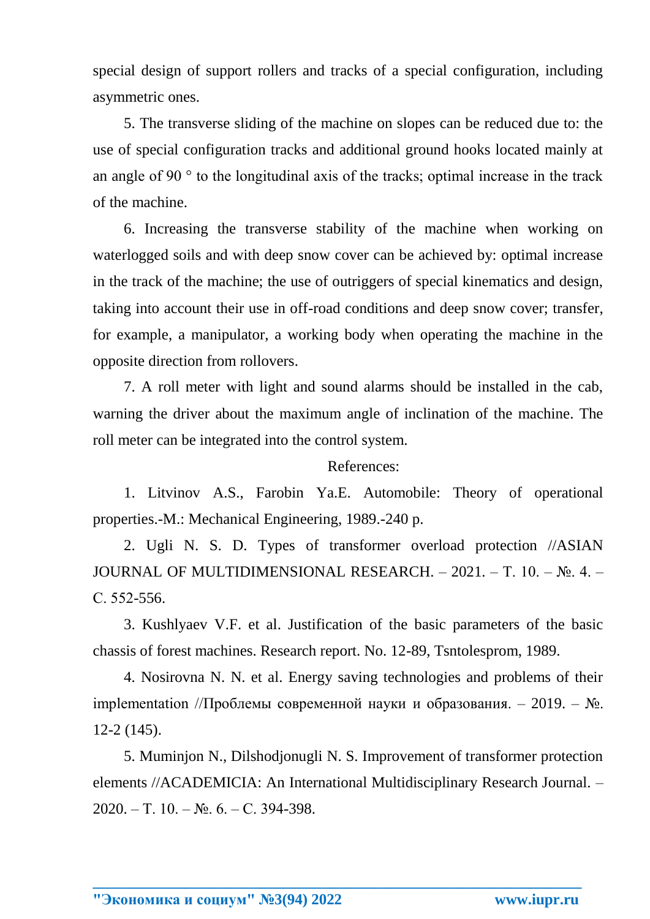special design of support rollers and tracks of a special configuration, including asymmetric ones.

5. The transverse sliding of the machine on slopes can be reduced due to: the use of special configuration tracks and additional ground hooks located mainly at an angle of 90 ° to the longitudinal axis of the tracks; optimal increase in the track of the machine.

6. Increasing the transverse stability of the machine when working on waterlogged soils and with deep snow cover can be achieved by: optimal increase in the track of the machine; the use of outriggers of special kinematics and design, taking into account their use in off-road conditions and deep snow cover; transfer, for example, a manipulator, a working body when operating the machine in the opposite direction from rollovers.

7. A roll meter with light and sound alarms should be installed in the cab, warning the driver about the maximum angle of inclination of the machine. The roll meter can be integrated into the control system.

References:

1. Litvinov A.S., Farobin Ya.E. Automobile: Theory of operational properties.-M.: Mechanical Engineering, 1989.-240 p.

2. Ugli N. S. D. Types of transformer overload protection //ASIAN JOURNAL OF MULTIDIMENSIONAL RESEARCH. – 2021. – Т. 10. – №. 4. – С. 552-556.

3. Kushlyaev V.F. et al. Justification of the basic parameters of the basic chassis of forest machines. Research report. No. 12-89, Tsntolesprom, 1989.

4. Nosirovna N. N. et al. Energy saving technologies and problems of their implementation //Проблемы современной науки и образования. – 2019. – №. 12-2 (145).

5. Muminjon N., Dilshodjonugli N. S. Improvement of transformer protection elements //ACADEMICIA: An International Multidisciplinary Research Journal. – 2020. – Т. 10. – №. 6. – С. 394-398.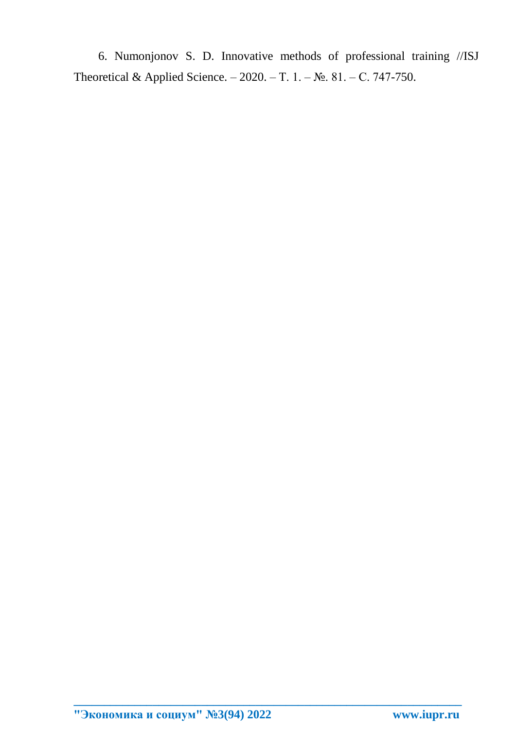6. Numonjonov S. D. Innovative methods of professional training //ISJ Theoretical & Applied Science. – 2020. – Т. 1. – №. 81. – С. 747-750.